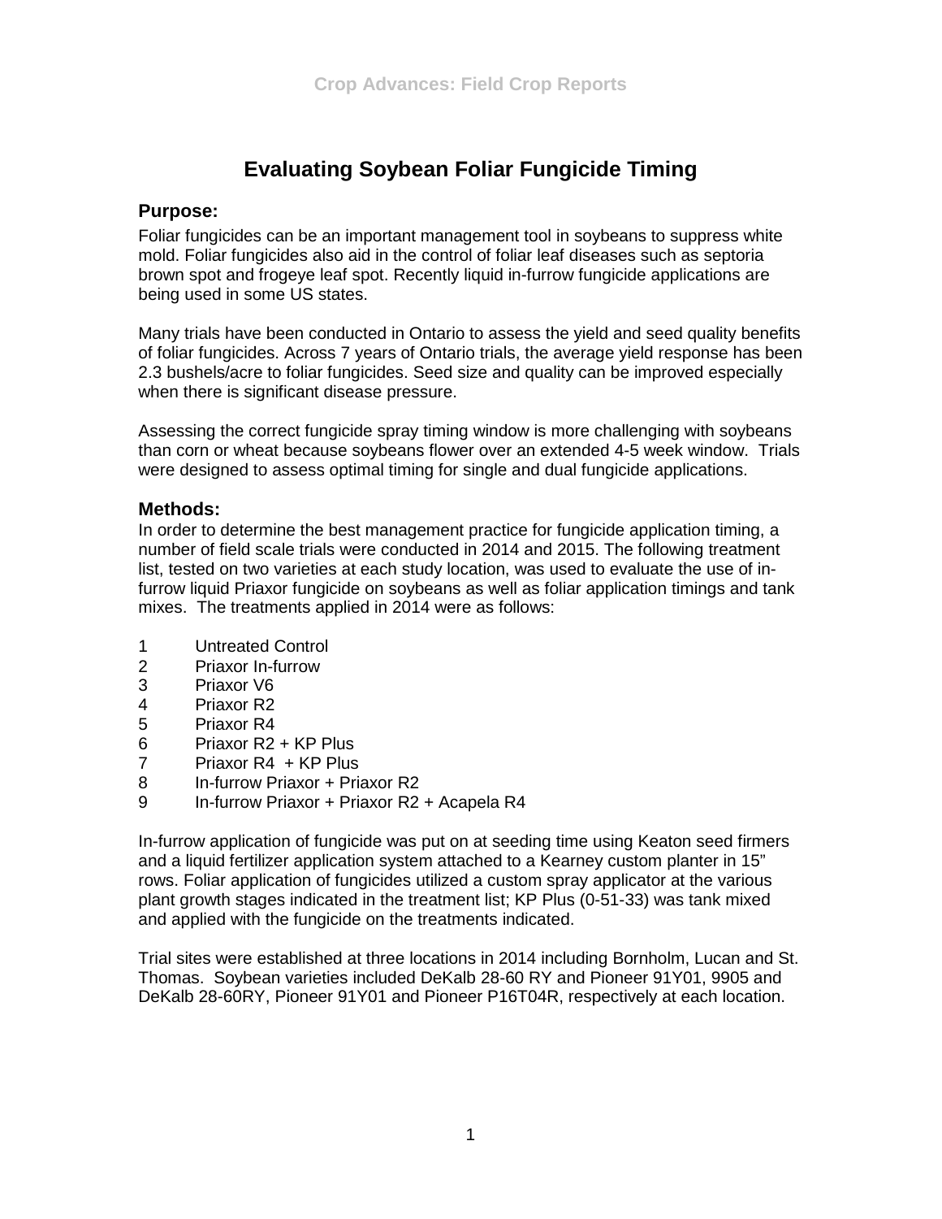# Evaluating Soybean Foliar Fungicide Timing

## Purpose:

Foliar fungicides can be an important management tool in soybeans to suppress white mold. Foliar fungicides also aid in the control of foliar leaf diseases such as septoria brown spot and frogeye leaf spot. Recently liquid in-furrow fungicide applications are being used in some US states.

Many trials have been conducted in Ontario to assess the yield and seed quality benefits of foliar fungicides. Across 7 years of Ontario trials, the average yield response has been 2.3 bushels/acre to foliar fungicides. Seed size and quality can be improved especially when there is significant disease pressure.

Assessing the correct fungicide spray timing window is more challenging with soybeans than corn or wheat because soybeans flower over an extended 4-5 week window. Trials were designed to assess optimal timing for single and dual fungicide applications.

## Methods:

In order to determine the best management practice for fungicide application timing, a number of field scale trials were conducted in 2014 and 2015. The following treatment list, tested on two varieties at each study location, was used to evaluate the use of in-furrow liquid Priaxor fungicide on soybeans as well as foliar application timings and tank mixes. The treatments applied in 2014 were as follows:

1. Untreated Control
2. Priaxor In-furrow
3. Priaxor V6
4. Priaxor R2
5. Priaxor R4
6. Priaxor R2 + KP Plus
7. Priaxor R4 + KP Plus
8. In-furrow Priaxor + Priaxor R2
9. In-furrow Priaxor + Priaxor R2 + Acapela R4

In-furrow application of fungicide was put on at seeding time using Keaton seed firmers and a liquid fertilizer application system attached to a Kearney custom planter in 15" rows. Foliar application of fungicides utilized a custom spray applicator at the various plant growth stages indicated in the treatment list; KP Plus (0-51-33) was tank mixed and applied with the fungicide on the treatments indicated.

Trial sites were established at three locations in 2014 including Bornholm, Lucan and St. Thomas. Soybean varieties included DeKalb 28-60 RY and Pioneer 91Y01, 9905 and DeKalb 28-60RY, Pioneer 91Y01 and Pioneer P16T04R, respectively at each location.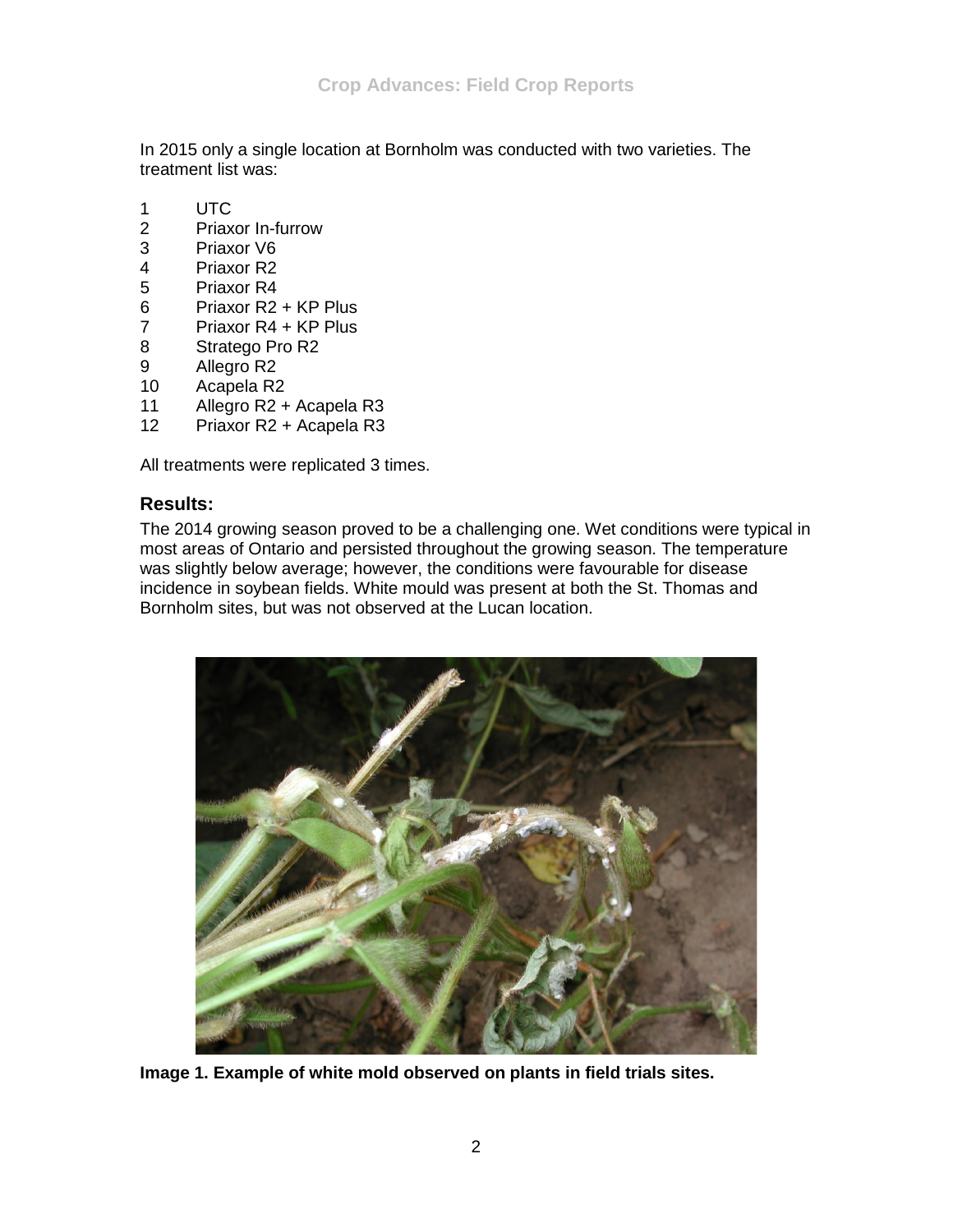In 2015 only a single location at Bornholm was conducted with two varieties. The treatment list was:

1 UTC
2 Priaxor In-furrow
3 Priaxor V6
4 Priaxor R2
5 Priaxor R4
6 Priaxor R2 + KP Plus
7 Priaxor R4 + KP Plus
8 Stratego Pro R2
9 Allegro R2
10 Acapela R2
11 Allegro R2 + Acapela R3
12 Priaxor R2 + Acapela R3

All treatments were replicated 3 times.

## Results:

The 2014 growing season proved to be a challenging one. Wet conditions were typical in most areas of Ontario and persisted throughout the growing season. The temperature was slightly below average; however, the conditions were favourable for disease incidence in soybean fields. White mould was present at both the St. Thomas and Bornholm sites, but was not observed at the Lucan location.

**Image 1. Example of white mold observed on plants in field trials sites.**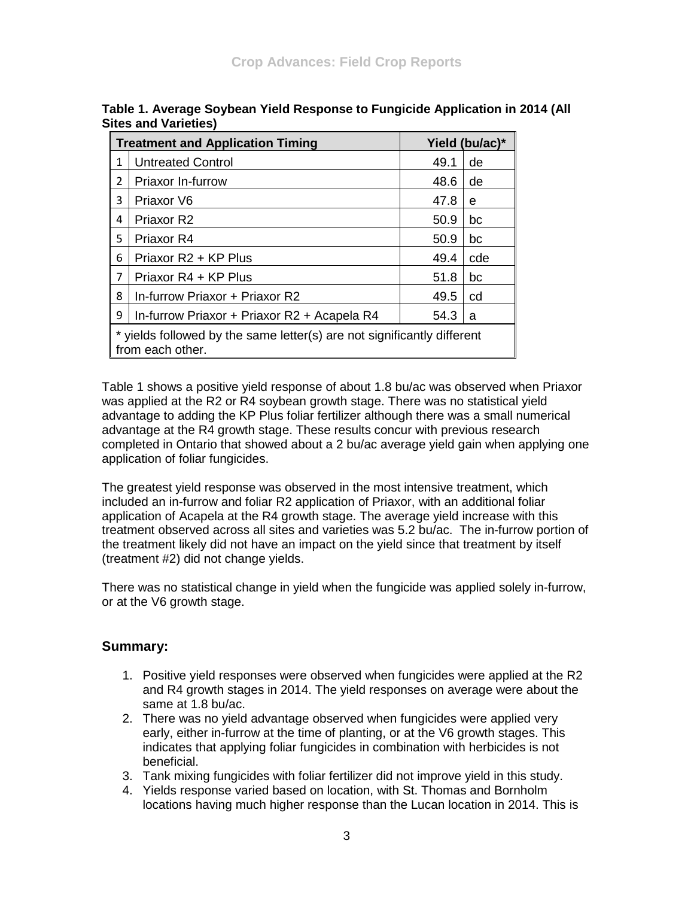**Table 1. Average Soybean Yield Response to Fungicide Application in 2014 (All Sites and Varieties)**

| | Treatment and Application Timing | Yield (bu/ac)* | |
|---|---|---|---|
| 1 | Untreated Control | 49.1 | de |
| 2 | Priaxor In-furrow | 48.6 | de |
| 3 | Priaxor V6 | 47.8 | e |
| 4 | Priaxor R2 | 50.9 | bc |
| 5 | Priaxor R4 | 50.9 | bc |
| 6 | Priaxor R2 + KP Plus | 49.4 | cde |
| 7 | Priaxor R4 + KP Plus | 51.8 | bc |
| 8 | In-furrow Priaxor + Priaxor R2 | 49.5 | cd |
| 9 | In-furrow Priaxor + Priaxor R2 + Acapela R4 | 54.3 | a |

\* yields followed by the same letter(s) are not significantly different from each other.

Table 1 shows a positive yield response of about 1.8 bu/ac was observed when Priaxor was applied at the R2 or R4 soybean growth stage. There was no statistical yield advantage to adding the KP Plus foliar fertilizer although there was a small numerical advantage at the R4 growth stage. These results concur with previous research completed in Ontario that showed about a 2 bu/ac average yield gain when applying one application of foliar fungicides.

The greatest yield response was observed in the most intensive treatment, which included an in-furrow and foliar R2 application of Priaxor, with an additional foliar application of Acapela at the R4 growth stage. The average yield increase with this treatment observed across all sites and varieties was 5.2 bu/ac. The in-furrow portion of the treatment likely did not have an impact on the yield since that treatment by itself (treatment #2) did not change yields.

There was no statistical change in yield when the fungicide was applied solely in-furrow, or at the V6 growth stage.

## Summary:

1. Positive yield responses were observed when fungicides were applied at the R2 and R4 growth stages in 2014. The yield responses on average were about the same at 1.8 bu/ac.
2. There was no yield advantage observed when fungicides were applied very early, either in-furrow at the time of planting, or at the V6 growth stages. This indicates that applying foliar fungicides in combination with herbicides is not beneficial.
3. Tank mixing fungicides with foliar fertilizer did not improve yield in this study.
4. Yields response varied based on location, with St. Thomas and Bornholm locations having much higher response than the Lucan location in 2014. This is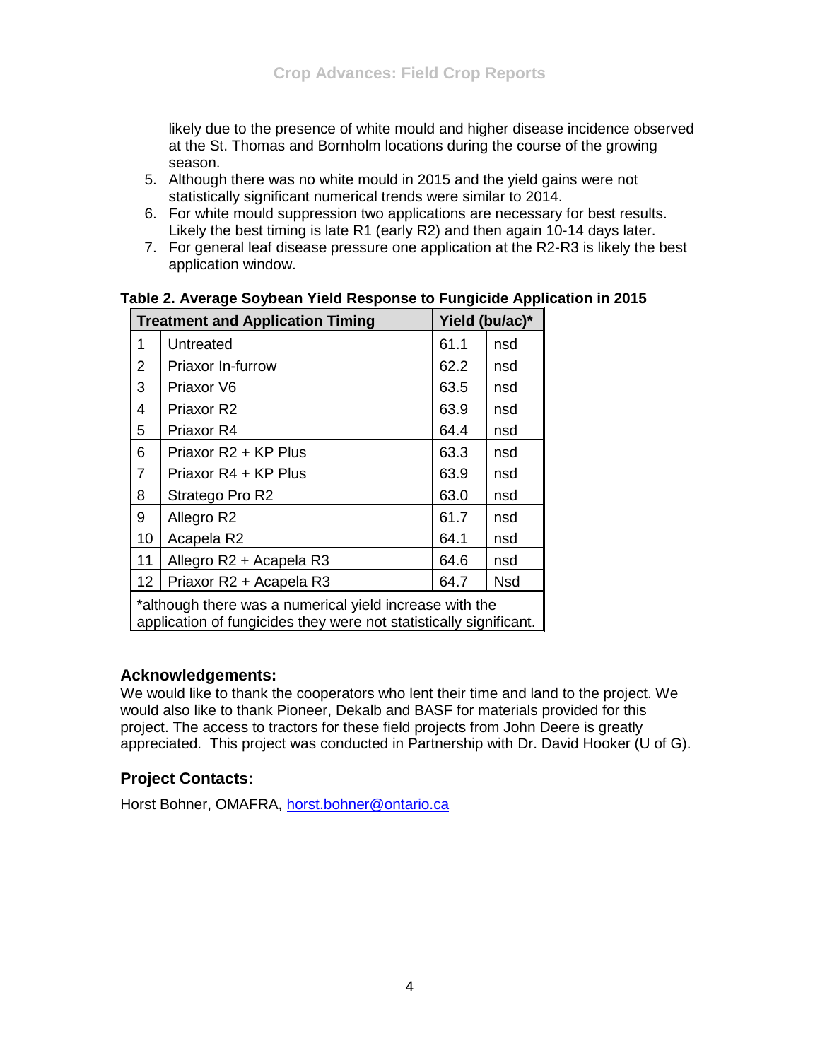likely due to the presence of white mould and higher disease incidence observed at the St. Thomas and Bornholm locations during the course of the growing season.

5. Although there was no white mould in 2015 and the yield gains were not statistically significant numerical trends were similar to 2014.
6. For white mould suppression two applications are necessary for best results. Likely the best timing is late R1 (early R2) and then again 10-14 days later.
7. For general leaf disease pressure one application at the R2-R3 is likely the best application window.

**Table 2. Average Soybean Yield Response to Fungicide Application in 2015**

| Treatment and Application Timing | | Yield (bu/ac)* | |
|---|---|---|---|
| 1 | Untreated | 61.1 | nsd |
| 2 | Priaxor In-furrow | 62.2 | nsd |
| 3 | Priaxor V6 | 63.5 | nsd |
| 4 | Priaxor R2 | 63.9 | nsd |
| 5 | Priaxor R4 | 64.4 | nsd |
| 6 | Priaxor R2 + KP Plus | 63.3 | nsd |
| 7 | Priaxor R4 + KP Plus | 63.9 | nsd |
| 8 | Stratego Pro R2 | 63.0 | nsd |
| 9 | Allegro R2 | 61.7 | nsd |
| 10 | Acapela R2 | 64.1 | nsd |
| 11 | Allegro R2 + Acapela R3 | 64.6 | nsd |
| 12 | Priaxor R2 + Acapela R3 | 64.7 | Nsd |

*although there was a numerical yield increase with the application of fungicides they were not statistically significant.

## Acknowledgements:

We would like to thank the cooperators who lent their time and land to the project. We would also like to thank Pioneer, Dekalb and BASF for materials provided for this project. The access to tractors for these field projects from John Deere is greatly appreciated. This project was conducted in Partnership with Dr. David Hooker (U of G).

## Project Contacts:

Horst Bohner, OMAFRA, horst.bohner@ontario.ca